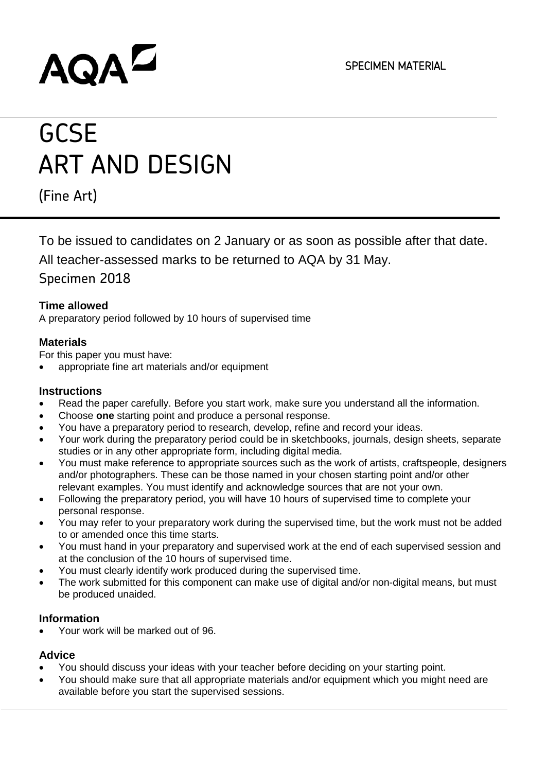AQA

SPECIMEN MATERIAL

# GCSE
# ART AND DESIGN

(Fine Art)

To be issued to candidates on 2 January or as soon as possible after that date.

All teacher-assessed marks to be returned to AQA by 31 May.

Specimen 2018

**Time allowed**
A preparatory period followed by 10 hours of supervised time

**Materials**
For this paper you must have:

- appropriate fine art materials and/or equipment

**Instructions**

- Read the paper carefully. Before you start work, make sure you understand all the information.
- Choose **one** starting point and produce a personal response.
- You have a preparatory period to research, develop, refine and record your ideas.
- Your work during the preparatory period could be in sketchbooks, journals, design sheets, separate studies or in any other appropriate form, including digital media.
- You must make reference to appropriate sources such as the work of artists, craftspeople, designers and/or photographers. These can be those named in your chosen starting point and/or other relevant examples. You must identify and acknowledge sources that are not your own.
- Following the preparatory period, you will have 10 hours of supervised time to complete your personal response.
- You may refer to your preparatory work during the supervised time, but the work must not be added to or amended once this time starts.
- You must hand in your preparatory and supervised work at the end of each supervised session and at the conclusion of the 10 hours of supervised time.
- You must clearly identify work produced during the supervised time.
- The work submitted for this component can make use of digital and/or non-digital means, but must be produced unaided.

**Information**

- Your work will be marked out of 96.

**Advice**

- You should discuss your ideas with your teacher before deciding on your starting point.
- You should make sure that all appropriate materials and/or equipment which you might need are available before you start the supervised sessions.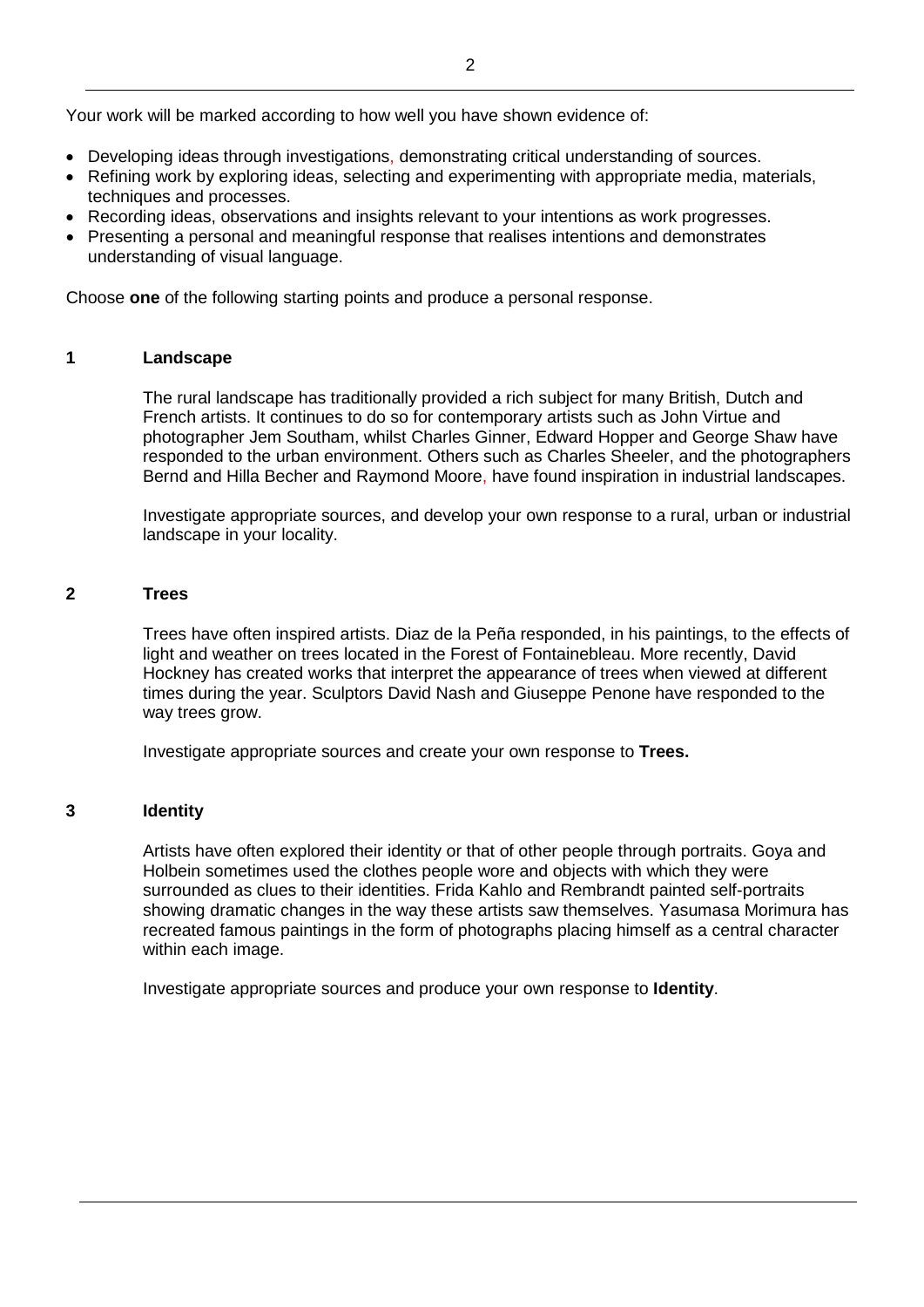Your work will be marked according to how well you have shown evidence of:

- Developing ideas through investigations, demonstrating critical understanding of sources.
- Refining work by exploring ideas, selecting and experimenting with appropriate media, materials, techniques and processes.
- Recording ideas, observations and insights relevant to your intentions as work progresses.
- Presenting a personal and meaningful response that realises intentions and demonstrates understanding of visual language.

Choose **one** of the following starting points and produce a personal response.

## 1 Landscape

The rural landscape has traditionally provided a rich subject for many British, Dutch and French artists. It continues to do so for contemporary artists such as John Virtue and photographer Jem Southam, whilst Charles Ginner, Edward Hopper and George Shaw have responded to the urban environment. Others such as Charles Sheeler, and the photographers Bernd and Hilla Becher and Raymond Moore, have found inspiration in industrial landscapes.

Investigate appropriate sources, and develop your own response to a rural, urban or industrial landscape in your locality.

## 2 Trees

Trees have often inspired artists. Diaz de la Peña responded, in his paintings, to the effects of light and weather on trees located in the Forest of Fontainebleau. More recently, David Hockney has created works that interpret the appearance of trees when viewed at different times during the year. Sculptors David Nash and Giuseppe Penone have responded to the way trees grow.

Investigate appropriate sources and create your own response to **Trees.**

## 3 Identity

Artists have often explored their identity or that of other people through portraits. Goya and Holbein sometimes used the clothes people wore and objects with which they were surrounded as clues to their identities. Frida Kahlo and Rembrandt painted self-portraits showing dramatic changes in the way these artists saw themselves. Yasumasa Morimura has recreated famous paintings in the form of photographs placing himself as a central character within each image.

Investigate appropriate sources and produce your own response to **Identity**.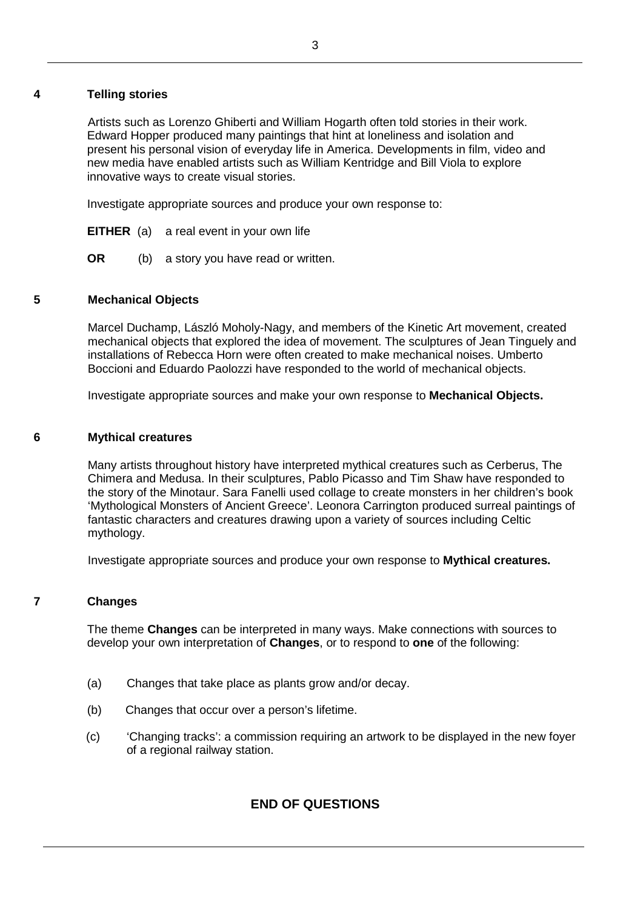## 4 Telling stories

Artists such as Lorenzo Ghiberti and William Hogarth often told stories in their work. Edward Hopper produced many paintings that hint at loneliness and isolation and present his personal vision of everyday life in America. Developments in film, video and new media have enabled artists such as William Kentridge and Bill Viola to explore innovative ways to create visual stories.

Investigate appropriate sources and produce your own response to:

**EITHER** (a) a real event in your own life

**OR** (b) a story you have read or written.

## 5 Mechanical Objects

Marcel Duchamp, László Moholy-Nagy, and members of the Kinetic Art movement, created mechanical objects that explored the idea of movement. The sculptures of Jean Tinguely and installations of Rebecca Horn were often created to make mechanical noises. Umberto Boccioni and Eduardo Paolozzi have responded to the world of mechanical objects.

Investigate appropriate sources and make your own response to **Mechanical Objects.**

## 6 Mythical creatures

Many artists throughout history have interpreted mythical creatures such as Cerberus, The Chimera and Medusa. In their sculptures, Pablo Picasso and Tim Shaw have responded to the story of the Minotaur. Sara Fanelli used collage to create monsters in her children's book 'Mythological Monsters of Ancient Greece'. Leonora Carrington produced surreal paintings of fantastic characters and creatures drawing upon a variety of sources including Celtic mythology.

Investigate appropriate sources and produce your own response to **Mythical creatures.**

## 7 Changes

The theme **Changes** can be interpreted in many ways. Make connections with sources to develop your own interpretation of **Changes**, or to respond to **one** of the following:

(a) Changes that take place as plants grow and/or decay.

(b) Changes that occur over a person's lifetime.

(c) 'Changing tracks': a commission requiring an artwork to be displayed in the new foyer of a regional railway station.

**END OF QUESTIONS**